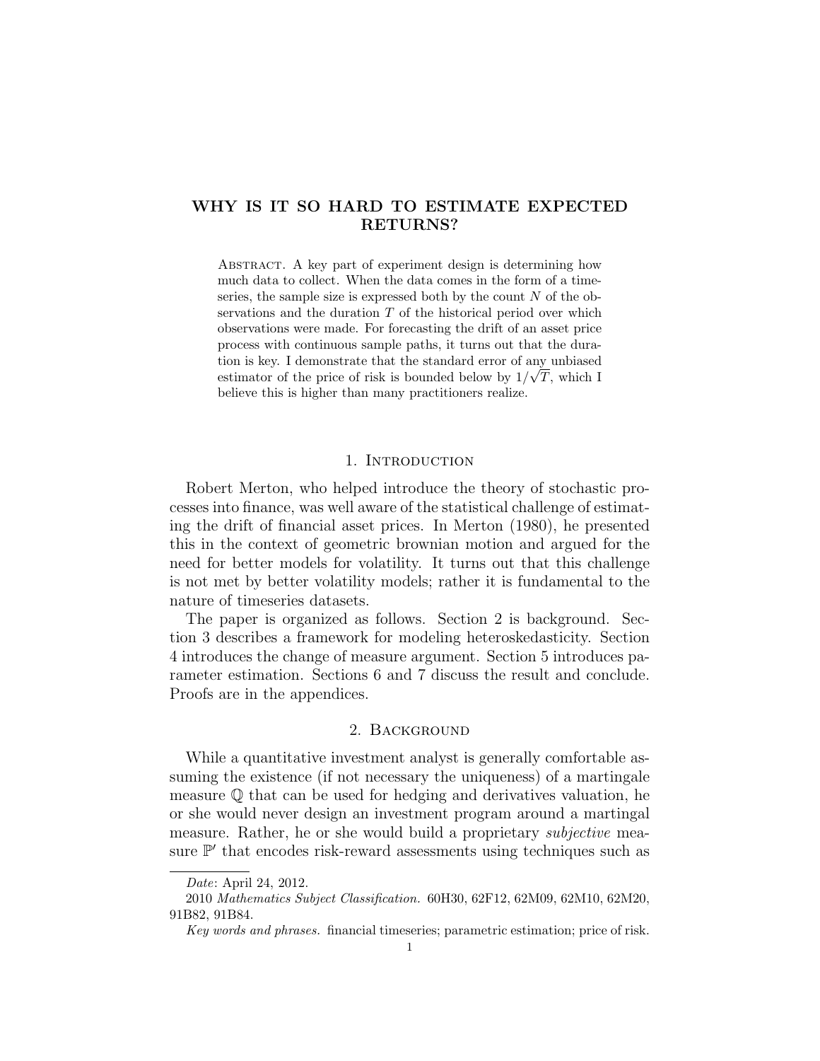# WHY IS IT SO HARD TO ESTIMATE EXPECTED RETURNS?

Abstract. A key part of experiment design is determining how much data to collect. When the data comes in the form of a timeseries, the sample size is expressed both by the count $N$ of the observations and the duration $T$ of the historical period over which observations were made. For forecasting the drift of an asset price process with continuous sample paths, it turns out that the duration is key. I demonstrate that the standard error of any unbiased estimator of the price of risk is bounded below by $1/\sqrt{T}$, which I believe this is higher than many practitioners realize.

## 1. Introduction

Robert Merton, who helped introduce the theory of stochastic processes into finance, was well aware of the statistical challenge of estimating the drift of financial asset prices. In Merton (1980), he presented this in the context of geometric brownian motion and argued for the need for better models for volatility. It turns out that this challenge is not met by better volatility models; rather it is fundamental to the nature of timeseries datasets.

The paper is organized as follows. Section 2 is background. Section 3 describes a framework for modeling heteroskedasticity. Section 4 introduces the change of measure argument. Section 5 introduces parameter estimation. Sections 6 and 7 discuss the result and conclude. Proofs are in the appendices.

## 2. Background

While a quantitative investment analyst is generally comfortable assuming the existence (if not necessary the uniqueness) of a martingale measure $\mathbb{Q}$ that can be used for hedging and derivatives valuation, he or she would never design an investment program around a martingal measure. Rather, he or she would build a proprietary *subjective* measure $\mathbb{P}'$ that encodes risk-reward assessments using techniques such as

*Date*: April 24, 2012.

2010 *Mathematics Subject Classification.* 60H30, 62F12, 62M09, 62M10, 62M20, 91B82, 91B84.

*Key words and phrases.* financial timeseries; parametric estimation; price of risk.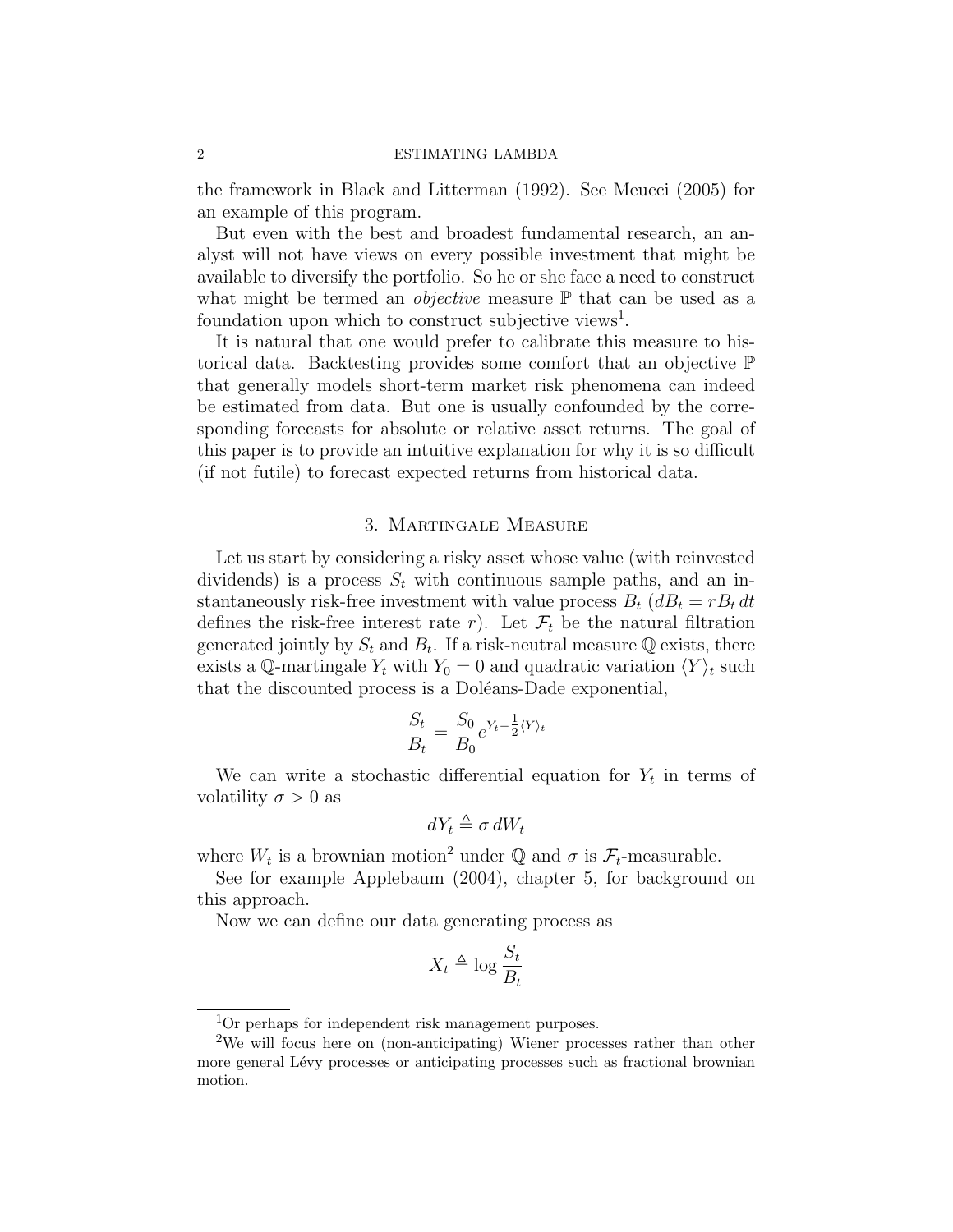the framework in Black and Litterman (1992). See Meucci (2005) for an example of this program.

But even with the best and broadest fundamental research, an analyst will not have views on every possible investment that might be available to diversify the portfolio. So he or she face a need to construct what might be termed an *objective* measure $\mathbb{P}$ that can be used as a foundation upon which to construct subjective views[1].

It is natural that one would prefer to calibrate this measure to historical data. Backtesting provides some comfort that an objective $\mathbb{P}$ that generally models short-term market risk phenomena can indeed be estimated from data. But one is usually confounded by the corresponding forecasts for absolute or relative asset returns. The goal of this paper is to provide an intuitive explanation for why it is so difficult (if not futile) to forecast expected returns from historical data.

## 3. Martingale Measure

Let us start by considering a risky asset whose value (with reinvested dividends) is a process $S_t$ with continuous sample paths, and an instantaneously risk-free investment with value process $B_t$ ($dB_t = rB_t\,dt$ defines the risk-free interest rate $r$). Let $\mathcal{F}_t$ be the natural filtration generated jointly by $S_t$ and $B_t$. If a risk-neutral measure $\mathbb{Q}$ exists, there exists a $\mathbb{Q}$-martingale $Y_t$ with $Y_0 = 0$ and quadratic variation $\langle Y \rangle_t$ such that the discounted process is a Doléans-Dade exponential,

$$\frac{S_t}{B_t} = \frac{S_0}{B_0} e^{Y_t - \frac{1}{2}\langle Y \rangle_t}$$

We can write a stochastic differential equation for $Y_t$ in terms of volatility $\sigma > 0$ as

$$dY_t \triangleq \sigma\, dW_t$$

where $W_t$ is a brownian motion[2] under $\mathbb{Q}$ and $\sigma$ is $\mathcal{F}_t$-measurable.

See for example Applebaum (2004), chapter 5, for background on this approach.

Now we can define our data generating process as

$$X_t \triangleq \log \frac{S_t}{B_t}$$

---

[1] Or perhaps for independent risk management purposes.

[2] We will focus here on (non-anticipating) Wiener processes rather than other more general Lévy processes or anticipating processes such as fractional brownian motion.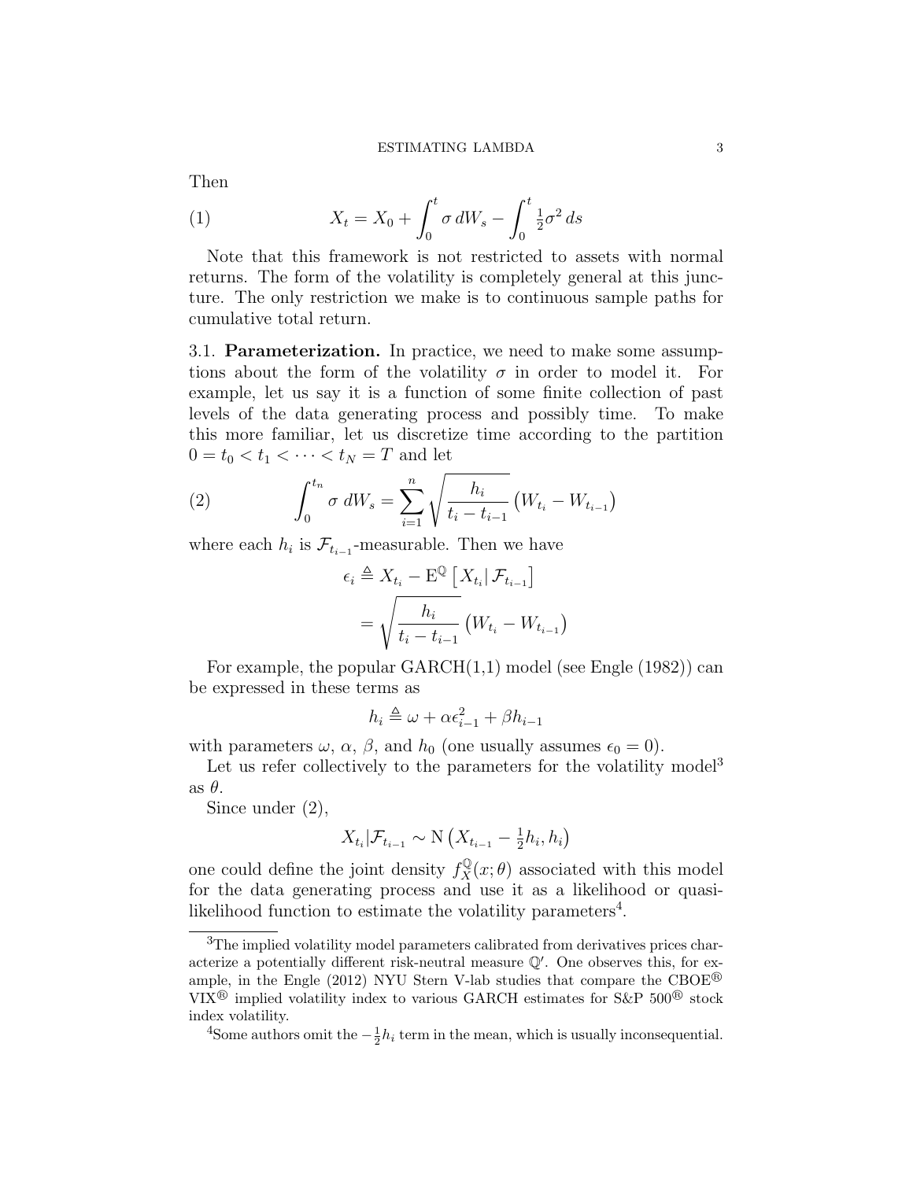Then

$$X_t = X_0 + \int_0^t \sigma \, dW_s - \int_0^t \tfrac{1}{2}\sigma^2 \, ds \tag{1}$$

Note that this framework is not restricted to assets with normal returns. The form of the volatility is completely general at this juncture. The only restriction we make is to continuous sample paths for cumulative total return.

### 3.1. Parameterization.

In practice, we need to make some assumptions about the form of the volatility $\sigma$ in order to model it. For example, let us say it is a function of some finite collection of past levels of the data generating process and possibly time. To make this more familiar, let us discretize time according to the partition $0 = t_0 < t_1 < \cdots < t_N = T$ and let

$$\int_0^{t_n} \sigma \; dW_s = \sum_{i=1}^{n} \sqrt{\frac{h_i}{t_i - t_{i-1}}} \left( W_{t_i} - W_{t_{i-1}} \right) \tag{2}$$

where each $h_i$ is $\mathcal{F}_{t_{i-1}}$-measurable. Then we have

$$\begin{aligned} \epsilon_i &\triangleq X_{t_i} - \mathrm{E}^{\mathbb{Q}}\left[ X_{t_i} \middle| \mathcal{F}_{t_{i-1}} \right] \\ &= \sqrt{\frac{h_i}{t_i - t_{i-1}}} \left( W_{t_i} - W_{t_{i-1}} \right) \end{aligned}$$

For example, the popular GARCH(1,1) model (see Engle (1982)) can be expressed in these terms as

$$h_i \triangleq \omega + \alpha \epsilon_{i-1}^2 + \beta h_{i-1}$$

with parameters $\omega$, $\alpha$, $\beta$, and $h_0$ (one usually assumes $\epsilon_0 = 0$).

Let us refer collectively to the parameters for the volatility model[3] as $\theta$.

Since under (2),

$$X_{t_i} | \mathcal{F}_{t_{i-1}} \sim \mathrm{N}\left( X_{t_{i-1}} - \tfrac{1}{2} h_i, h_i \right)$$

one could define the joint density $f_X^{\mathbb{Q}}(x; \theta)$ associated with this model for the data generating process and use it as a likelihood or quasi-likelihood function to estimate the volatility parameters[4].

---

[3] The implied volatility model parameters calibrated from derivatives prices characterize a potentially different risk-neutral measure $\mathbb{Q}'$. One observes this, for example, in the Engle (2012) NYU Stern V-lab studies that compare the CBOE® VIX® implied volatility index to various GARCH estimates for S&P 500® stock index volatility.

[4] Some authors omit the $-\frac{1}{2}h_i$ term in the mean, which is usually inconsequential.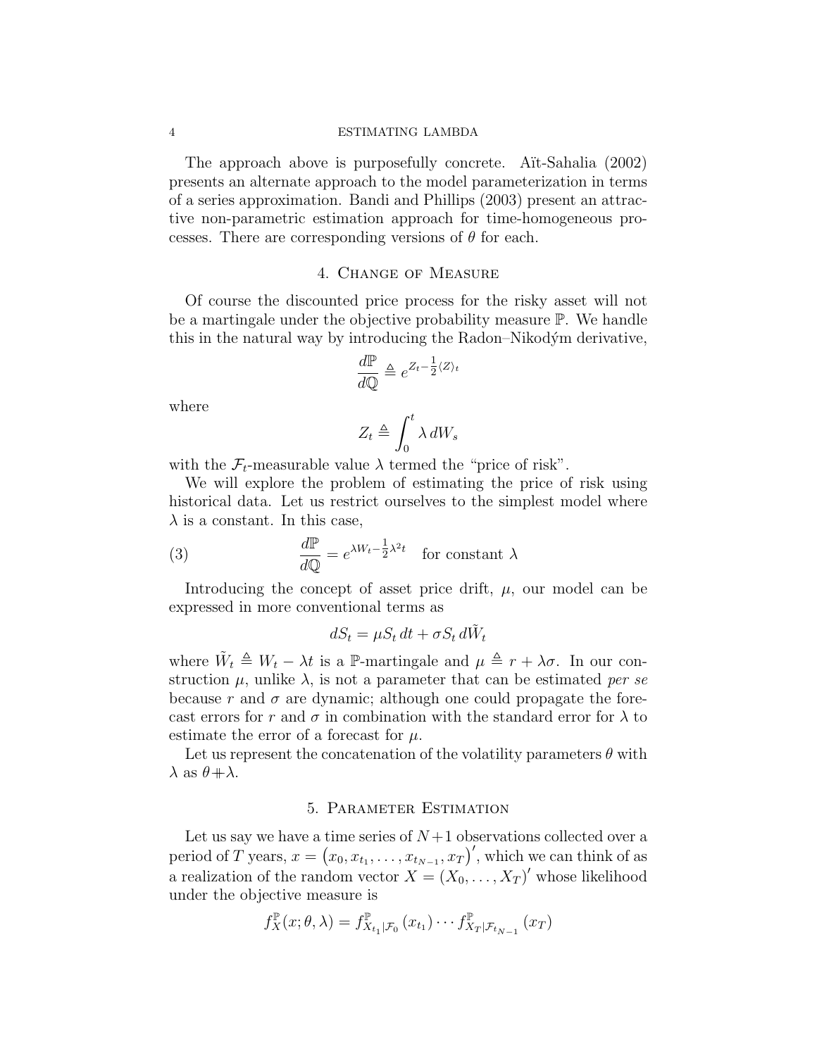The approach above is purposefully concrete. Aït-Sahalia (2002) presents an alternate approach to the model parameterization in terms of a series approximation. Bandi and Phillips (2003) present an attractive non-parametric estimation approach for time-homogeneous processes. There are corresponding versions of $\theta$ for each.

## 4. Change of Measure

Of course the discounted price process for the risky asset will not be a martingale under the objective probability measure $\mathbb{P}$. We handle this in the natural way by introducing the Radon–Nikodým derivative,

$$\frac{d\mathbb{P}}{d\mathbb{Q}} \triangleq e^{Z_t - \frac{1}{2}\langle Z \rangle_t}$$

where

$$Z_t \triangleq \int_0^t \lambda \, dW_s$$

with the $\mathcal{F}_t$-measurable value $\lambda$ termed the "price of risk".

We will explore the problem of estimating the price of risk using historical data. Let us restrict ourselves to the simplest model where $\lambda$ is a constant. In this case,

$$\frac{d\mathbb{P}}{d\mathbb{Q}} = e^{\lambda W_t - \frac{1}{2}\lambda^2 t} \quad \text{for constant } \lambda \tag{3}$$

Introducing the concept of asset price drift, $\mu$, our model can be expressed in more conventional terms as

$$dS_t = \mu S_t \, dt + \sigma S_t \, d\tilde{W}_t$$

where $\tilde{W}_t \triangleq W_t - \lambda t$ is a $\mathbb{P}$-martingale and $\mu \triangleq r + \lambda\sigma$. In our construction $\mu$, unlike $\lambda$, is not a parameter that can be estimated *per se* because $r$ and $\sigma$ are dynamic; although one could propagate the forecast errors for $r$ and $\sigma$ in combination with the standard error for $\lambda$ to estimate the error of a forecast for $\mu$.

Let us represent the concatenation of the volatility parameters $\theta$ with $\lambda$ as $\theta \mathbin{+\!\!\!+} \lambda$.

## 5. Parameter Estimation

Let us say we have a time series of $N+1$ observations collected over a period of $T$ years, $x = \left(x_0, x_{t_1}, \ldots, x_{t_{N-1}}, x_T\right)'$, which we can think of as a realization of the random vector $X = (X_0, \ldots, X_T)'$ whose likelihood under the objective measure is

$$f_X^{\mathbb{P}}(x; \theta, \lambda) = f_{X_{t_1}|\mathcal{F}_0}^{\mathbb{P}}\left(x_{t_1}\right) \cdots f_{X_T|\mathcal{F}_{t_{N-1}}}^{\mathbb{P}}\left(x_T\right)$$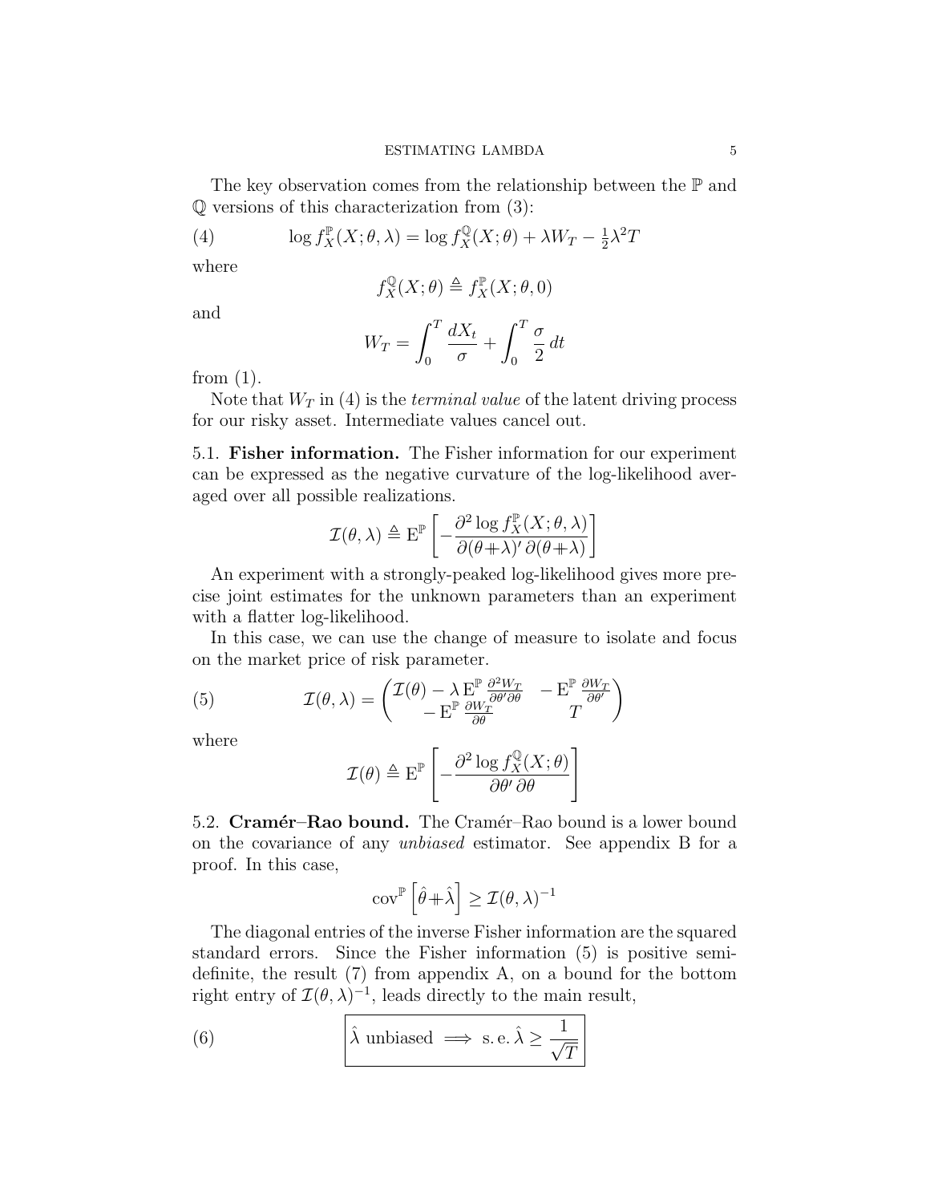The key observation comes from the relationship between the $\mathbb{P}$ and $\mathbb{Q}$ versions of this characterization from (3):

$$\log f_X^{\mathbb{P}}(X;\theta,\lambda) = \log f_X^{\mathbb{Q}}(X;\theta) + \lambda W_T - \tfrac{1}{2}\lambda^2 T \tag{4}$$

where

$$f_X^{\mathbb{Q}}(X;\theta) \triangleq f_X^{\mathbb{P}}(X;\theta,0)$$

and

$$W_T = \int_0^T \frac{dX_t}{\sigma} + \int_0^T \frac{\sigma}{2}\,dt$$

from (1).

Note that $W_T$ in (4) is the *terminal value* of the latent driving process for our risky asset. Intermediate values cancel out.

5.1. **Fisher information.** The Fisher information for our experiment can be expressed as the negative curvature of the log-likelihood averaged over all possible realizations.

$$\mathcal{I}(\theta,\lambda) \triangleq \mathrm{E}^{\mathbb{P}}\left[-\frac{\partial^2 \log f_X^{\mathbb{P}}(X;\theta,\lambda)}{\partial(\theta +\!\!\!+ \lambda)'\,\partial(\theta +\!\!\!+ \lambda)}\right]$$

An experiment with a strongly-peaked log-likelihood gives more precise joint estimates for the unknown parameters than an experiment with a flatter log-likelihood.

In this case, we can use the change of measure to isolate and focus on the market price of risk parameter.

$$\mathcal{I}(\theta,\lambda) = \begin{pmatrix} \mathcal{I}(\theta) - \lambda\,\mathrm{E}^{\mathbb{P}}\frac{\partial^2 W_T}{\partial\theta'\partial\theta} & -\mathrm{E}^{\mathbb{P}}\frac{\partial W_T}{\partial\theta'} \\ -\mathrm{E}^{\mathbb{P}}\frac{\partial W_T}{\partial\theta} & T \end{pmatrix} \tag{5}$$

where

$$\mathcal{I}(\theta) \triangleq \mathrm{E}^{\mathbb{P}}\left[-\frac{\partial^2 \log f_X^{\mathbb{Q}}(X;\theta)}{\partial\theta'\,\partial\theta}\right]$$

5.2. **Cramér–Rao bound.** The Cramér–Rao bound is a lower bound on the covariance of any *unbiased* estimator. See appendix B for a proof. In this case,

$$\mathrm{cov}^{\mathbb{P}}\left[\hat{\theta} +\!\!\!+ \hat{\lambda}\right] \geq \mathcal{I}(\theta,\lambda)^{-1}$$

The diagonal entries of the inverse Fisher information are the squared standard errors. Since the Fisher information (5) is positive semi-definite, the result (7) from appendix A, on a bound for the bottom right entry of $\mathcal{I}(\theta,\lambda)^{-1}$, leads directly to the main result,

$$\boxed{\hat{\lambda}\text{ unbiased} \implies \mathrm{s.e.}\,\hat{\lambda} \geq \frac{1}{\sqrt{T}}} \tag{6}$$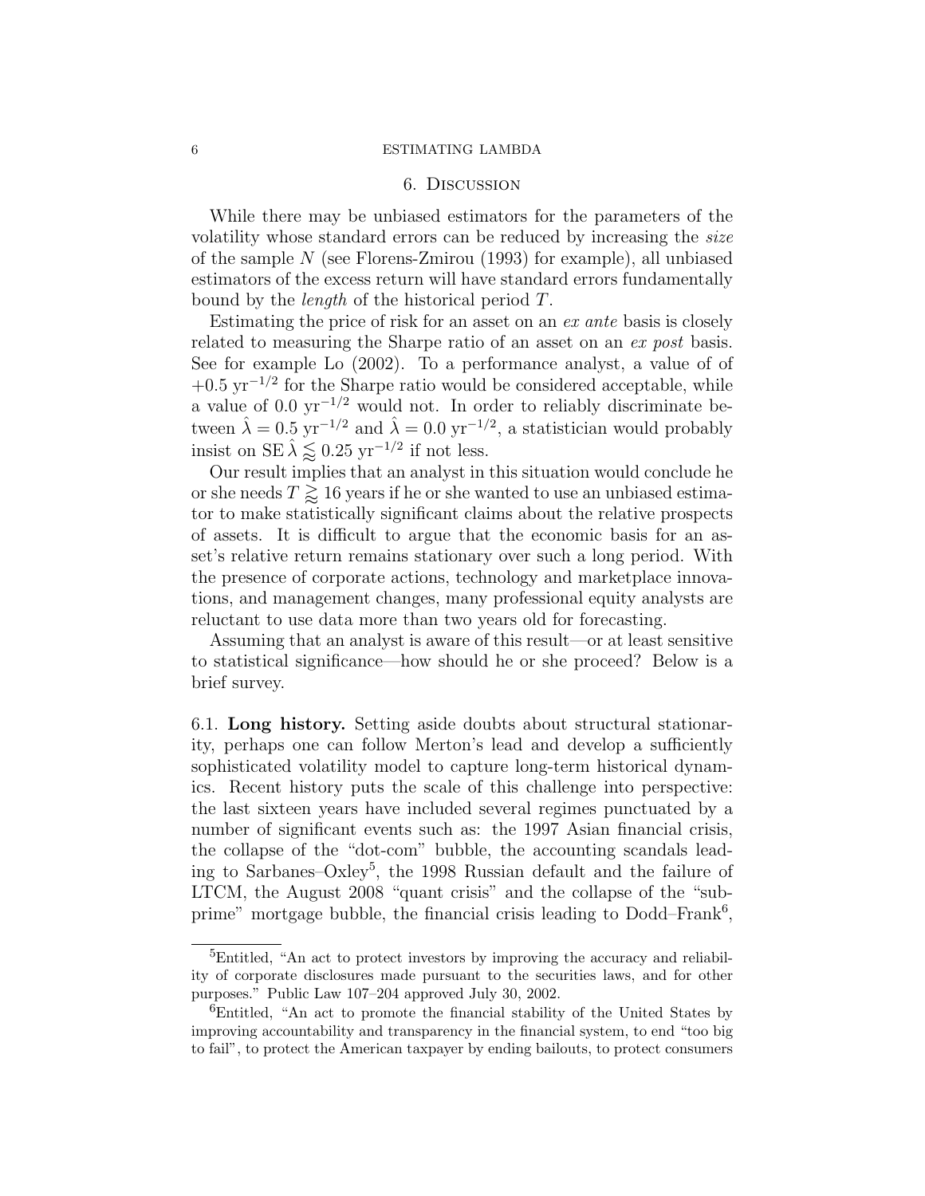## 6. Discussion

While there may be unbiased estimators for the parameters of the volatility whose standard errors can be reduced by increasing the *size* of the sample $N$ (see Florens-Zmirou (1993) for example), all unbiased estimators of the excess return will have standard errors fundamentally bound by the *length* of the historical period $T$.

Estimating the price of risk for an asset on an *ex ante* basis is closely related to measuring the Sharpe ratio of an asset on an *ex post* basis. See for example Lo (2002). To a performance analyst, a value of of $+0.5\ \mathrm{yr}^{-1/2}$ for the Sharpe ratio would be considered acceptable, while a value of $0.0\ \mathrm{yr}^{-1/2}$ would not. In order to reliably discriminate between $\hat{\lambda} = 0.5\ \mathrm{yr}^{-1/2}$ and $\hat{\lambda} = 0.0\ \mathrm{yr}^{-1/2}$, a statistician would probably insist on $\mathrm{SE}\,\hat{\lambda} \lessapprox 0.25\ \mathrm{yr}^{-1/2}$ if not less.

Our result implies that an analyst in this situation would conclude he or she needs $T \gtrapprox 16$ years if he or she wanted to use an unbiased estimator to make statistically significant claims about the relative prospects of assets. It is difficult to argue that the economic basis for an asset's relative return remains stationary over such a long period. With the presence of corporate actions, technology and marketplace innovations, and management changes, many professional equity analysts are reluctant to use data more than two years old for forecasting.

Assuming that an analyst is aware of this result—or at least sensitive to statistical significance—how should he or she proceed? Below is a brief survey.

6.1. **Long history.** Setting aside doubts about structural stationarity, perhaps one can follow Merton's lead and develop a sufficiently sophisticated volatility model to capture long-term historical dynamics. Recent history puts the scale of this challenge into perspective: the last sixteen years have included several regimes punctuated by a number of significant events such as: the 1997 Asian financial crisis, the collapse of the "dot-com" bubble, the accounting scandals leading to Sarbanes–Oxley[5], the 1998 Russian default and the failure of LTCM, the August 2008 "quant crisis" and the collapse of the "subprime" mortgage bubble, the financial crisis leading to Dodd–Frank[6],

[5] Entitled, "An act to protect investors by improving the accuracy and reliability of corporate disclosures made pursuant to the securities laws, and for other purposes." Public Law 107–204 approved July 30, 2002.

[6] Entitled, "An act to promote the financial stability of the United States by improving accountability and transparency in the financial system, to end "too big to fail", to protect the American taxpayer by ending bailouts, to protect consumers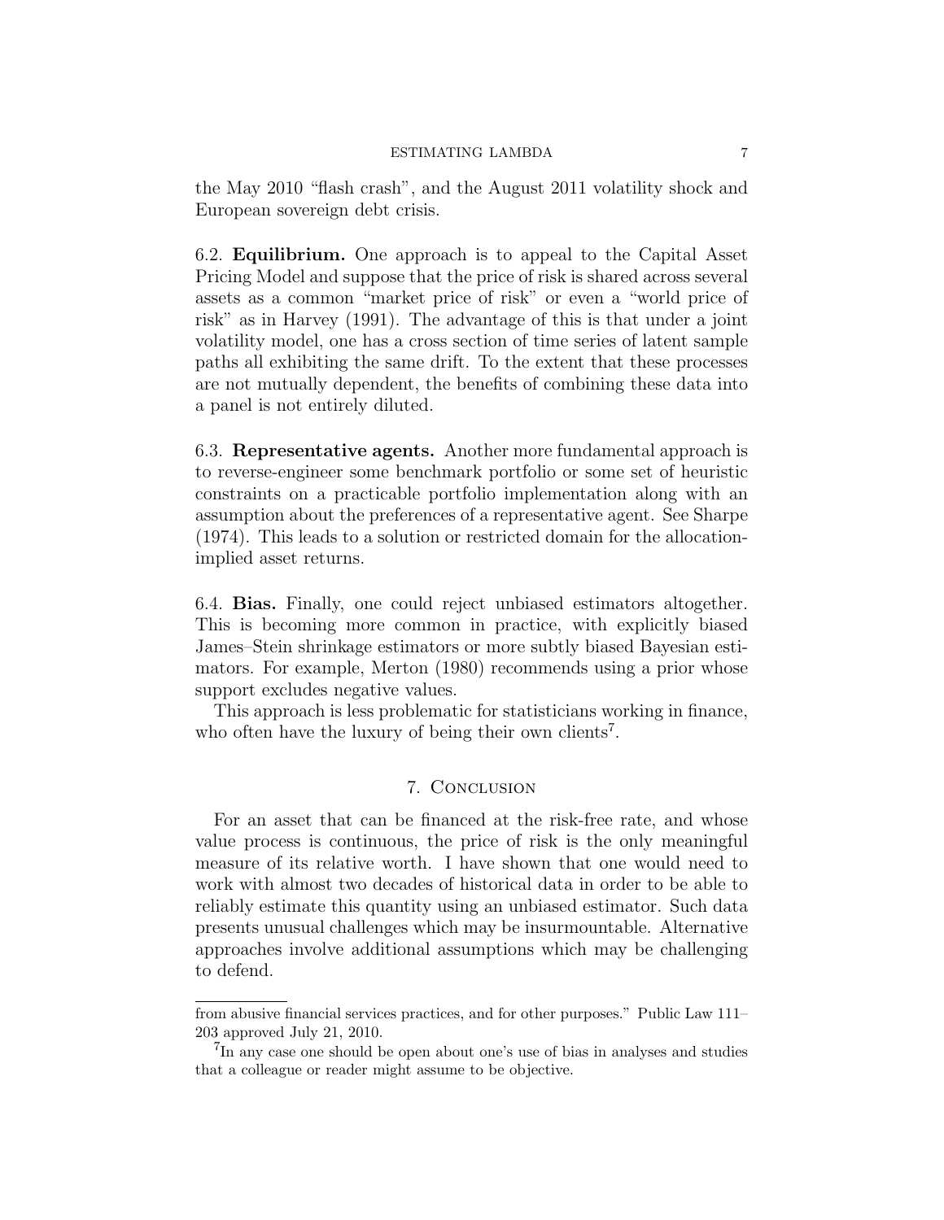the May 2010 "flash crash", and the August 2011 volatility shock and European sovereign debt crisis.

6.2. **Equilibrium.** One approach is to appeal to the Capital Asset Pricing Model and suppose that the price of risk is shared across several assets as a common "market price of risk" or even a "world price of risk" as in Harvey (1991). The advantage of this is that under a joint volatility model, one has a cross section of time series of latent sample paths all exhibiting the same drift. To the extent that these processes are not mutually dependent, the benefits of combining these data into a panel is not entirely diluted.

6.3. **Representative agents.** Another more fundamental approach is to reverse-engineer some benchmark portfolio or some set of heuristic constraints on a practicable portfolio implementation along with an assumption about the preferences of a representative agent. See Sharpe (1974). This leads to a solution or restricted domain for the allocation-implied asset returns.

6.4. **Bias.** Finally, one could reject unbiased estimators altogether. This is becoming more common in practice, with explicitly biased James–Stein shrinkage estimators or more subtly biased Bayesian estimators. For example, Merton (1980) recommends using a prior whose support excludes negative values.

This approach is less problematic for statisticians working in finance, who often have the luxury of being their own clients[7].

## 7. Conclusion

For an asset that can be financed at the risk-free rate, and whose value process is continuous, the price of risk is the only meaningful measure of its relative worth. I have shown that one would need to work with almost two decades of historical data in order to be able to reliably estimate this quantity using an unbiased estimator. Such data presents unusual challenges which may be insurmountable. Alternative approaches involve additional assumptions which may be challenging to defend.

---

from abusive financial services practices, and for other purposes." Public Law 111–203 approved July 21, 2010.

[7]In any case one should be open about one's use of bias in analyses and studies that a colleague or reader might assume to be objective.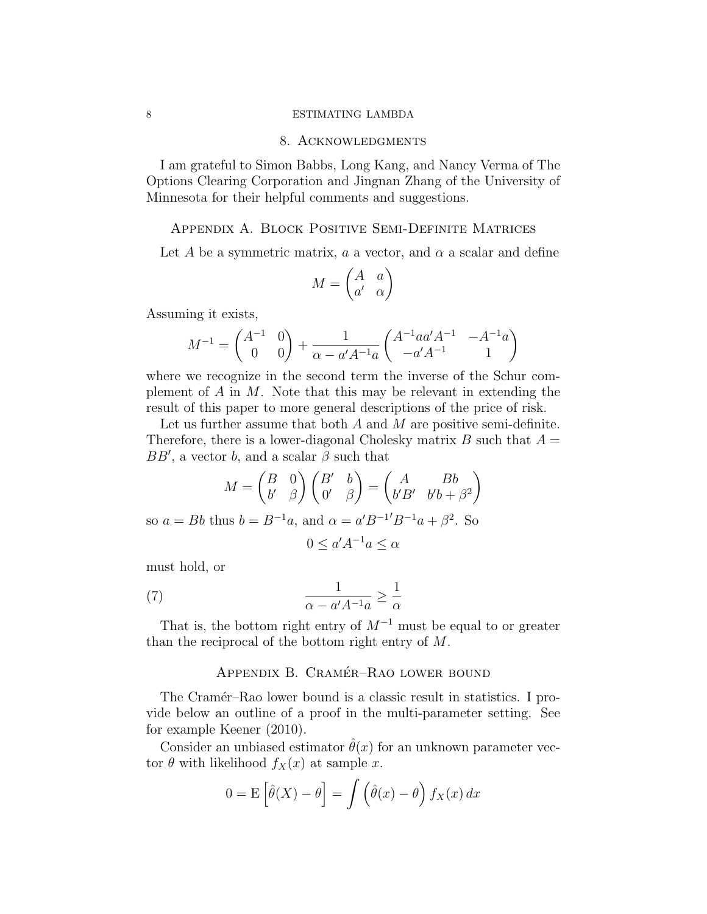## 8. Acknowledgments

I am grateful to Simon Babbs, Long Kang, and Nancy Verma of The Options Clearing Corporation and Jingnan Zhang of the University of Minnesota for their helpful comments and suggestions.

## Appendix A. Block Positive Semi-Definite Matrices

Let $A$ be a symmetric matrix, $a$ a vector, and $\alpha$ a scalar and define

$$M = \begin{pmatrix} A & a \\ a' & \alpha \end{pmatrix}$$

Assuming it exists,

$$M^{-1} = \begin{pmatrix} A^{-1} & 0 \\ 0 & 0 \end{pmatrix} + \frac{1}{\alpha - a'A^{-1}a} \begin{pmatrix} A^{-1}aa'A^{-1} & -A^{-1}a \\ -a'A^{-1} & 1 \end{pmatrix}$$

where we recognize in the second term the inverse of the Schur complement of $A$ in $M$. Note that this may be relevant in extending the result of this paper to more general descriptions of the price of risk.

Let us further assume that both $A$ and $M$ are positive semi-definite. Therefore, there is a lower-diagonal Cholesky matrix $B$ such that $A = BB'$, a vector $b$, and a scalar $\beta$ such that

$$M = \begin{pmatrix} B & 0 \\ b' & \beta \end{pmatrix} \begin{pmatrix} B' & b \\ 0' & \beta \end{pmatrix} = \begin{pmatrix} A & Bb \\ b'B' & b'b + \beta^2 \end{pmatrix}$$

so $a = Bb$ thus $b = B^{-1}a$, and $\alpha = a'B^{-1\prime}B^{-1}a + \beta^2$. So

$$0 \leq a'A^{-1}a \leq \alpha$$

must hold, or

$$\frac{1}{\alpha - a'A^{-1}a} \geq \frac{1}{\alpha} \tag{7}$$

That is, the bottom right entry of $M^{-1}$ must be equal to or greater than the reciprocal of the bottom right entry of $M$.

## Appendix B. Cramér–Rao lower bound

The Cramér–Rao lower bound is a classic result in statistics. I provide below an outline of a proof in the multi-parameter setting. See for example Keener (2010).

Consider an unbiased estimator $\hat{\theta}(x)$ for an unknown parameter vector $\theta$ with likelihood $f_X(x)$ at sample $x$.

$$0 = \mathrm{E}\left[\hat{\theta}(X) - \theta\right] = \int \left(\hat{\theta}(x) - \theta\right) f_X(x)\, dx$$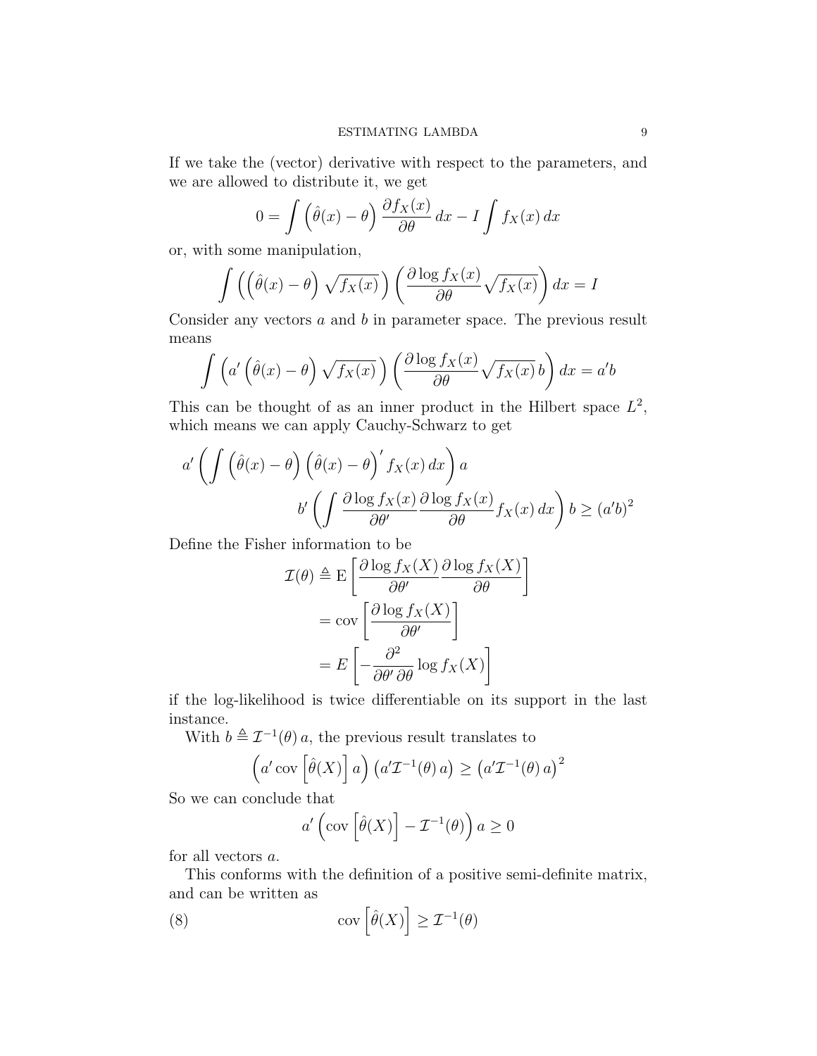If we take the (vector) derivative with respect to the parameters, and we are allowed to distribute it, we get

$$0 = \int \left(\hat{\theta}(x) - \theta\right) \frac{\partial f_X(x)}{\partial \theta} \, dx - I \int f_X(x) \, dx$$

or, with some manipulation,

$$\int \left( \left(\hat{\theta}(x) - \theta\right) \sqrt{f_X(x)} \right) \left( \frac{\partial \log f_X(x)}{\partial \theta} \sqrt{f_X(x)} \right) dx = I$$

Consider any vectors $a$ and $b$ in parameter space. The previous result means

$$\int \left( a' \left(\hat{\theta}(x) - \theta\right) \sqrt{f_X(x)} \right) \left( \frac{\partial \log f_X(x)}{\partial \theta} \sqrt{f_X(x)} \, b \right) dx = a'b$$

This can be thought of as an inner product in the Hilbert space $L^2$, which means we can apply Cauchy-Schwarz to get

$$a' \left( \int \left(\hat{\theta}(x) - \theta\right) \left(\hat{\theta}(x) - \theta\right)' f_X(x) \, dx \right) a \quad b' \left( \int \frac{\partial \log f_X(x)}{\partial \theta'} \frac{\partial \log f_X(x)}{\partial \theta} f_X(x) \, dx \right) b \geq (a'b)^2$$

Define the Fisher information to be

$$\begin{aligned}
\mathcal{I}(\theta) &\triangleq \mathrm{E}\left[ \frac{\partial \log f_X(X)}{\partial \theta'} \frac{\partial \log f_X(X)}{\partial \theta} \right] \\
&= \mathrm{cov}\left[ \frac{\partial \log f_X(X)}{\partial \theta'} \right] \\
&= E\left[ -\frac{\partial^2}{\partial \theta' \, \partial \theta} \log f_X(X) \right]
\end{aligned}$$

if the log-likelihood is twice differentiable on its support in the last instance.

With $b \triangleq \mathcal{I}^{-1}(\theta) \, a$, the previous result translates to

$$\left( a' \, \mathrm{cov}\left[\hat{\theta}(X)\right] a \right) \left( a' \mathcal{I}^{-1}(\theta) \, a \right) \geq \left( a' \mathcal{I}^{-1}(\theta) \, a \right)^2$$

So we can conclude that

$$a' \left( \mathrm{cov}\left[\hat{\theta}(X)\right] - \mathcal{I}^{-1}(\theta) \right) a \geq 0$$

for all vectors $a$.

This conforms with the definition of a positive semi-definite matrix, and can be written as

$$\mathrm{cov}\left[\hat{\theta}(X)\right] \geq \mathcal{I}^{-1}(\theta) \tag{8}$$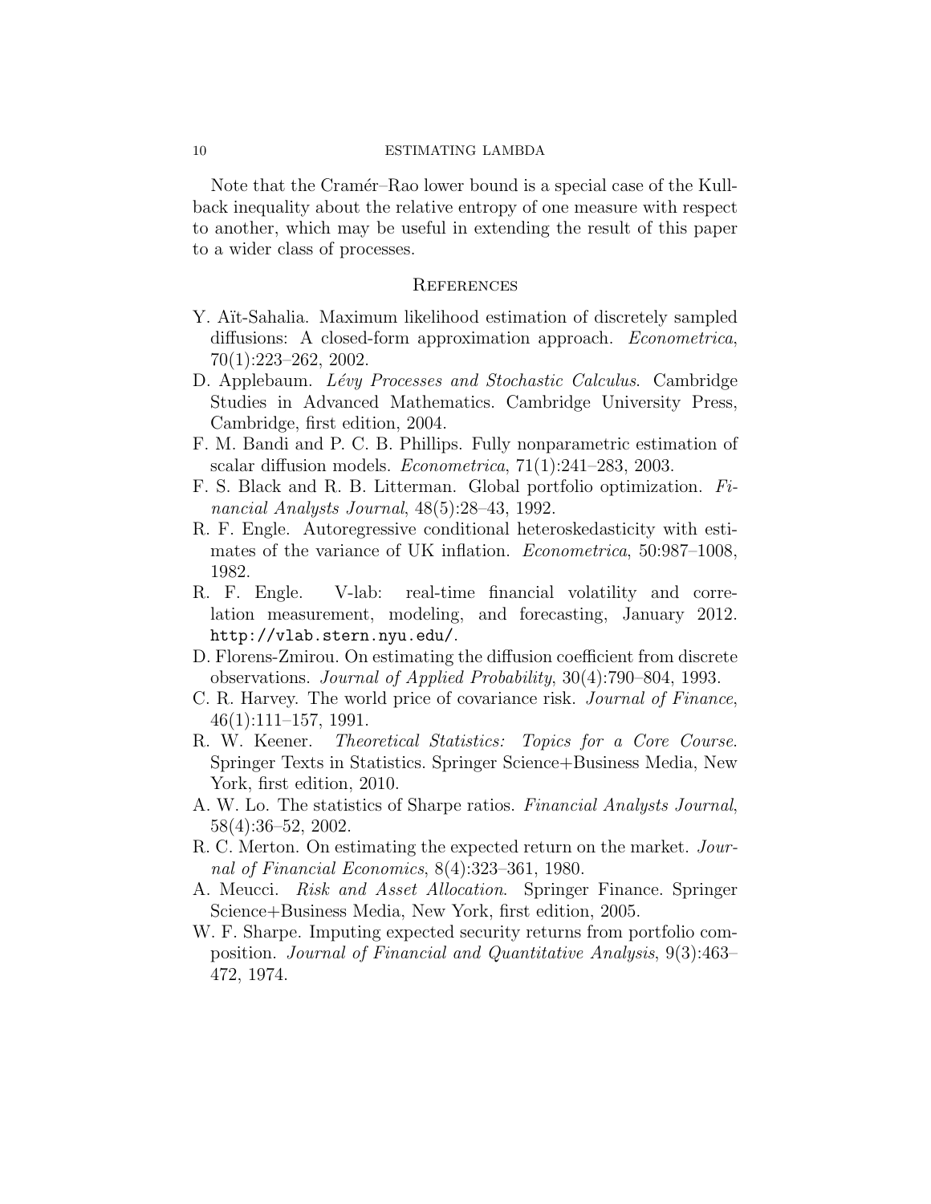Note that the Cramér–Rao lower bound is a special case of the Kullback inequality about the relative entropy of one measure with respect to another, which may be useful in extending the result of this paper to a wider class of processes.

## References

Y. Aït-Sahalia. Maximum likelihood estimation of discretely sampled diffusions: A closed-form approximation approach. *Econometrica*, 70(1):223–262, 2002.

D. Applebaum. *Lévy Processes and Stochastic Calculus*. Cambridge Studies in Advanced Mathematics. Cambridge University Press, Cambridge, first edition, 2004.

F. M. Bandi and P. C. B. Phillips. Fully nonparametric estimation of scalar diffusion models. *Econometrica*, 71(1):241–283, 2003.

F. S. Black and R. B. Litterman. Global portfolio optimization. *Financial Analysts Journal*, 48(5):28–43, 1992.

R. F. Engle. Autoregressive conditional heteroskedasticity with estimates of the variance of UK inflation. *Econometrica*, 50:987–1008, 1982.

R. F. Engle. V-lab: real-time financial volatility and correlation measurement, modeling, and forecasting, January 2012. `http://vlab.stern.nyu.edu/`.

D. Florens-Zmirou. On estimating the diffusion coefficient from discrete observations. *Journal of Applied Probability*, 30(4):790–804, 1993.

C. R. Harvey. The world price of covariance risk. *Journal of Finance*, 46(1):111–157, 1991.

R. W. Keener. *Theoretical Statistics: Topics for a Core Course*. Springer Texts in Statistics. Springer Science+Business Media, New York, first edition, 2010.

A. W. Lo. The statistics of Sharpe ratios. *Financial Analysts Journal*, 58(4):36–52, 2002.

R. C. Merton. On estimating the expected return on the market. *Journal of Financial Economics*, 8(4):323–361, 1980.

A. Meucci. *Risk and Asset Allocation*. Springer Finance. Springer Science+Business Media, New York, first edition, 2005.

W. F. Sharpe. Imputing expected security returns from portfolio composition. *Journal of Financial and Quantitative Analysis*, 9(3):463–472, 1974.